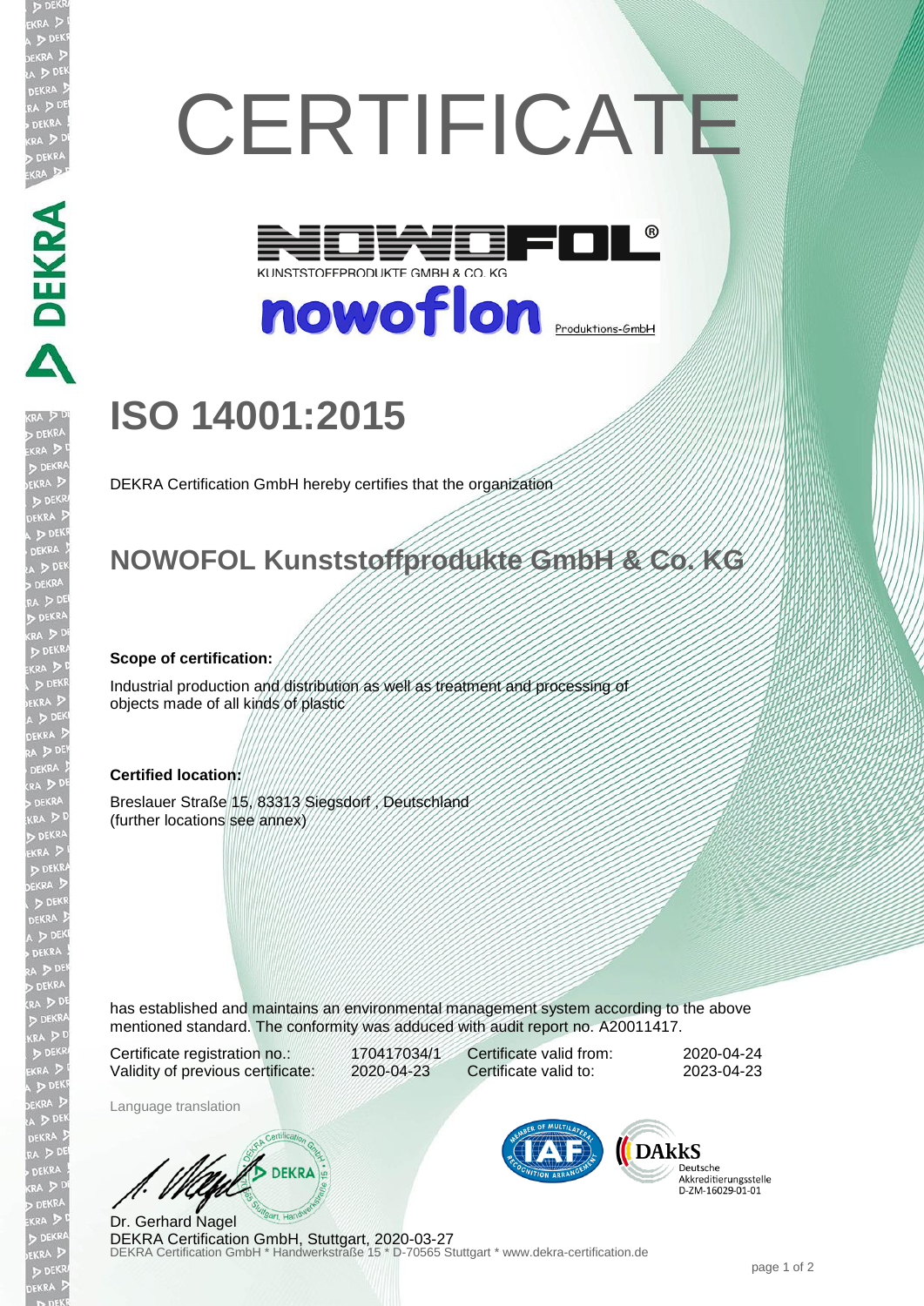# CERTIFICATE

KUNSTSTOFFPRODUKTE GMBH & CO. KG

nowoflon Produktions-GmbH

# ISO 14001:2015

DEKRA Certification GmbH hereby certifies that the organization

## NOWOFOL Kunststoffprodukte GmbH & Co. KG

**Scope of certification:**

Industrial production and distribution as well as treatment and processing of objects made of all kinds of plastic

**Certified location:**

Breslauer Straße 15, 83313 Siegsdorf , Deutschland
(further locations see annex)

has established and maintains an environmental management system according to the above mentioned standard. The conformity was adduced with audit report no. A20011417.

| Certificate registration no.: | 170417034/1 | Certificate valid from: | 2020-04-24 |
|---|---|---|---|
| Validity of previous certificate: | 2020-04-23 | Certificate valid to: | 2023-04-23 |

Language translation

DAkkS Deutsche Akkreditierungsstelle D-ZM-16029-01-01

Dr. Gerhard Nagel
DEKRA Certification GmbH, Stuttgart, 2020-03-27
DEKRA Certification GmbH * Handwerkstraße 15 * D-70565 Stuttgart * www.dekra-certification.de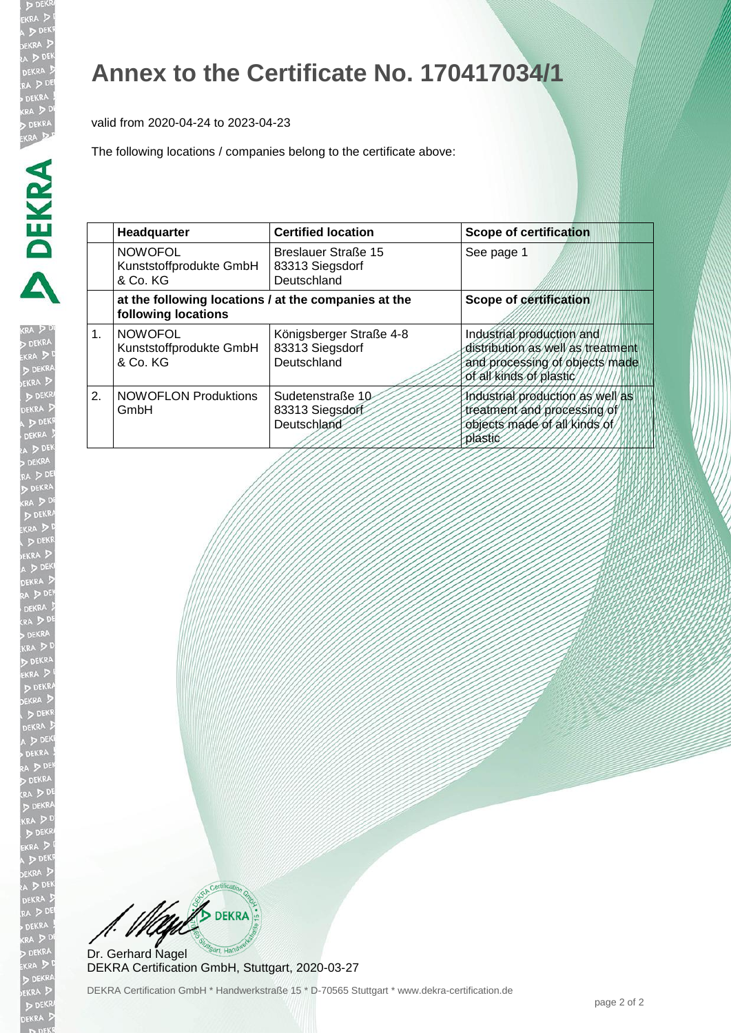# Annex to the Certificate No. 170417034/1

valid from 2020-04-24 to 2023-04-23

The following locations / companies belong to the certificate above:

| | Headquarter | Certified location | Scope of certification |
|---|---|---|---|
| | NOWOFOL Kunststoffprodukte GmbH & Co. KG | Breslauer Straße 15<br>83313 Siegsdorf<br>Deutschland | See page 1 |
| | **at the following locations / at the companies at the following locations** | | **Scope of certification** |
| 1. | NOWOFOL Kunststoffprodukte GmbH & Co. KG | Königsberger Straße 4-8<br>83313 Siegsdorf<br>Deutschland | Industrial production and distribution as well as treatment and processing of objects made of all kinds of plastic |
| 2. | NOWOFLON Produktions GmbH | Sudetenstraße 10<br>83313 Siegsdorf<br>Deutschland | Industrial production as well as treatment and processing of objects made of all kinds of plastic |

Dr. Gerhard Nagel
DEKRA Certification GmbH, Stuttgart, 2020-03-27

DEKRA Certification GmbH * Handwerkstraße 15 * D-70565 Stuttgart * www.dekra-certification.de